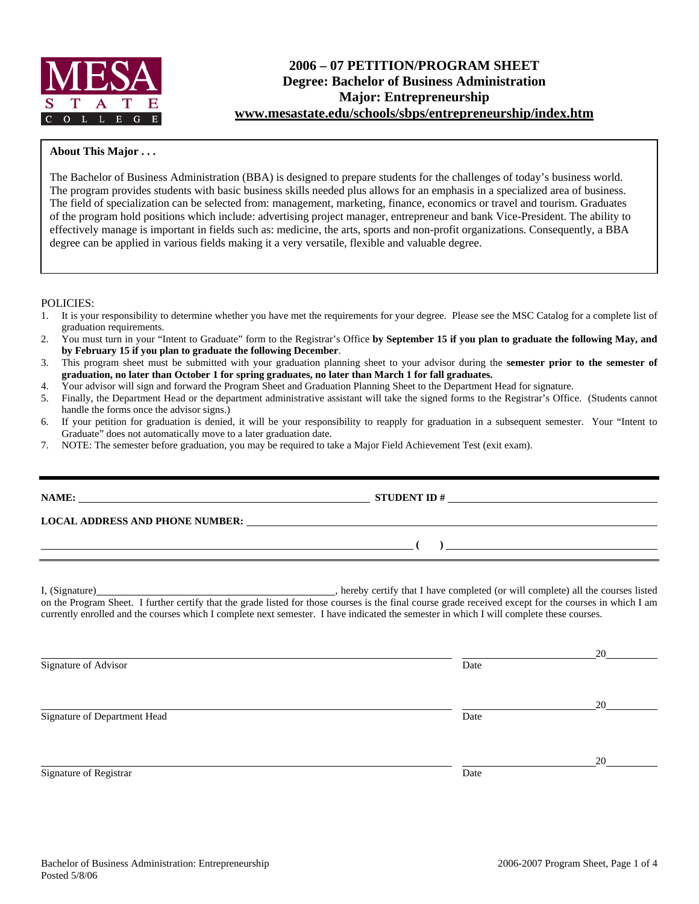# 2006 – 07 PETITION/PROGRAM SHEET
## Degree: Bachelor of Business Administration
## Major: Entrepreneurship
## www.mesastate.edu/schools/sbps/entrepreneurship/index.htm

**About This Major . . .**

The Bachelor of Business Administration (BBA) is designed to prepare students for the challenges of today's business world. The program provides students with basic business skills needed plus allows for an emphasis in a specialized area of business. The field of specialization can be selected from: management, marketing, finance, economics or travel and tourism. Graduates of the program hold positions which include: advertising project manager, entrepreneur and bank Vice-President. The ability to effectively manage is important in fields such as: medicine, the arts, sports and non-profit organizations. Consequently, a BBA degree can be applied in various fields making it a very versatile, flexible and valuable degree.

POLICIES:

1. It is your responsibility to determine whether you have met the requirements for your degree. Please see the MSC Catalog for a complete list of graduation requirements.
2. You must turn in your "Intent to Graduate" form to the Registrar's Office **by September 15 if you plan to graduate the following May, and by February 15 if you plan to graduate the following December**.
3. This program sheet must be submitted with your graduation planning sheet to your advisor during the **semester prior to the semester of graduation, no later than October 1 for spring graduates, no later than March 1 for fall graduates.**
4. Your advisor will sign and forward the Program Sheet and Graduation Planning Sheet to the Department Head for signature.
5. Finally, the Department Head or the department administrative assistant will take the signed forms to the Registrar's Office. (Students cannot handle the forms once the advisor signs.)
6. If your petition for graduation is denied, it will be your responsibility to reapply for graduation in a subsequent semester. Your "Intent to Graduate" does not automatically move to a later graduation date.
7. NOTE: The semester before graduation, you may be required to take a Major Field Achievement Test (exit exam).

**NAME:** ______________________ **STUDENT ID #** ______________________

**LOCAL ADDRESS AND PHONE NUMBER:** ______________________

______________________ **( )** ______________________

I, (Signature)______________________, hereby certify that I have completed (or will complete) all the courses listed on the Program Sheet. I further certify that the grade listed for those courses is the final course grade received except for the courses in which I am currently enrolled and the courses which I complete next semester. I have indicated the semester in which I will complete these courses.

______________________ ______________ 20______
Signature of Advisor Date

______________________ ______________ 20______
Signature of Department Head Date

______________________ ______________ 20______
Signature of Registrar Date

Bachelor of Business Administration: Entrepreneurship
Posted 5/8/06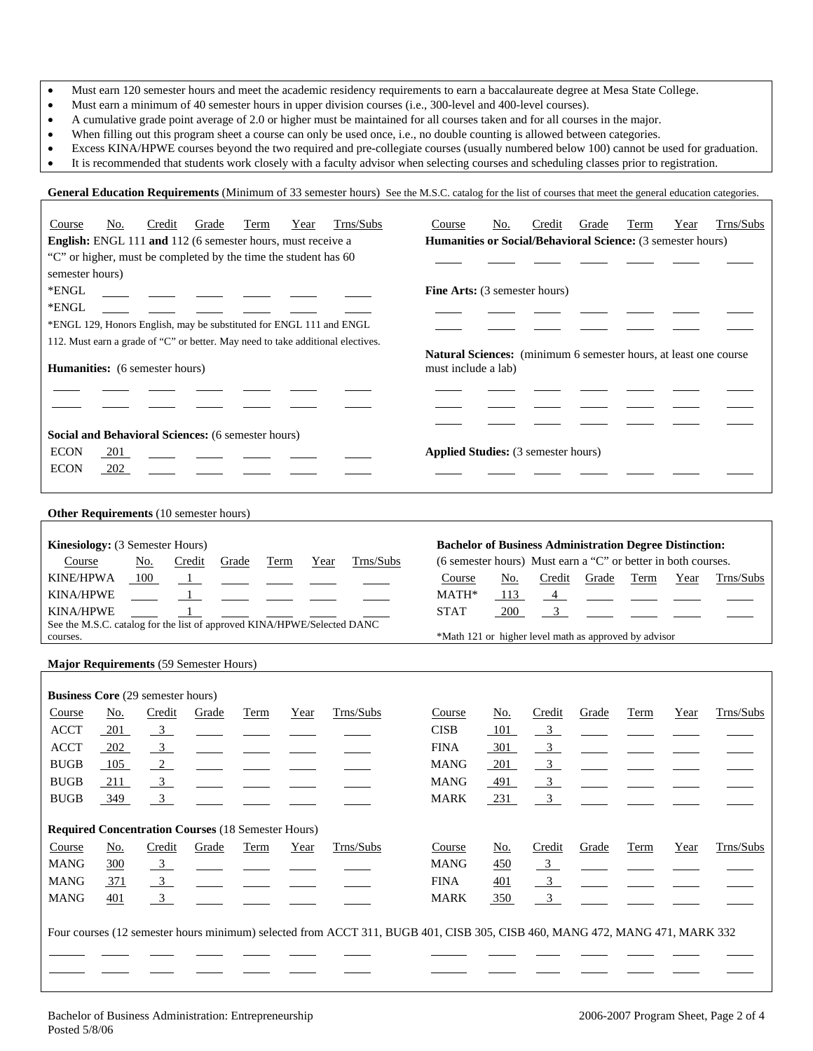- Must earn 120 semester hours and meet the academic residency requirements to earn a baccalaureate degree at Mesa State College.
- Must earn a minimum of 40 semester hours in upper division courses (i.e., 300-level and 400-level courses).
- A cumulative grade point average of 2.0 or higher must be maintained for all courses taken and for all courses in the major.
- When filling out this program sheet a course can only be used once, i.e., no double counting is allowed between categories.
- Excess KINA/HPWE courses beyond the two required and pre-collegiate courses (usually numbered below 100) cannot be used for graduation.
- It is recommended that students work closely with a faculty advisor when selecting courses and scheduling classes prior to registration.

## General Education Requirements (Minimum of 33 semester hours)

See the M.S.C. catalog for the list of courses that meet the general education categories.

**English:** ENGL 111 **and** 112 (6 semester hours, must receive a "C" or higher, must be completed by the time the student has 60 semester hours)

| Course | No. | Credit | Grade | Term | Year | Trns/Subs |
|---|---|---|---|---|---|---|
| *ENGL | | | | | | |
| *ENGL | | | | | | |

*ENGL 129, Honors English, may be substituted for ENGL 111 and ENGL 112. Must earn a grade of "C" or better. May need to take additional electives.

**Humanities:** (6 semester hours)

| Course | No. | Credit | Grade | Term | Year | Trns/Subs |
|---|---|---|---|---|---|---|
| | | | | | | |
| | | | | | | |

**Social and Behavioral Sciences:** (6 semester hours)

| Course | No. | Credit | Grade | Term | Year | Trns/Subs |
|---|---|---|---|---|---|---|
| ECON | 201 | | | | | |
| ECON | 202 | | | | | |

**Humanities or Social/Behavioral Science:** (3 semester hours)

| Course | No. | Credit | Grade | Term | Year | Trns/Subs |
|---|---|---|---|---|---|---|
| | | | | | | |

**Fine Arts:** (3 semester hours)

| Course | No. | Credit | Grade | Term | Year | Trns/Subs |
|---|---|---|---|---|---|---|
| | | | | | | |
| | | | | | | |

**Natural Sciences:** (minimum 6 semester hours, at least one course must include a lab)

| Course | No. | Credit | Grade | Term | Year | Trns/Subs |
|---|---|---|---|---|---|---|
| | | | | | | |
| | | | | | | |
| | | | | | | |

**Applied Studies:** (3 semester hours)

| Course | No. | Credit | Grade | Term | Year | Trns/Subs |
|---|---|---|---|---|---|---|
| | | | | | | |

## Other Requirements (10 semester hours)

**Kinesiology:** (3 Semester Hours)

| Course | No. | Credit | Grade | Term | Year | Trns/Subs |
|---|---|---|---|---|---|---|
| KINE/HPWA | 100 | 1 | | | | |
| KINA/HPWE | | 1 | | | | |
| KINA/HPWE | | 1 | | | | |

See the M.S.C. catalog for the list of approved KINA/HPWE/Selected DANC courses.

**Bachelor of Business Administration Degree Distinction:** (6 semester hours) Must earn a "C" or better in both courses.

| Course | No. | Credit | Grade | Term | Year | Trns/Subs |
|---|---|---|---|---|---|---|
| MATH* | 113 | 4 | | | | |
| STAT | 200 | 3 | | | | |

*Math 121 or higher level math as approved by advisor

## Major Requirements (59 Semester Hours)

**Business Core** (29 semester hours)

| Course | No. | Credit | Grade | Term | Year | Trns/Subs |
|---|---|---|---|---|---|---|
| ACCT | 201 | 3 | | | | |
| ACCT | 202 | 3 | | | | |
| BUGB | 105 | 2 | | | | |
| BUGB | 211 | 3 | | | | |
| BUGB | 349 | 3 | | | | |
| CISB | 101 | 3 | | | | |
| FINA | 301 | 3 | | | | |
| MANG | 201 | 3 | | | | |
| MANG | 491 | 3 | | | | |
| MARK | 231 | 3 | | | | |

**Required Concentration Courses** (18 Semester Hours)

| Course | No. | Credit | Grade | Term | Year | Trns/Subs |
|---|---|---|---|---|---|---|
| MANG | 300 | 3 | | | | |
| MANG | 371 | 3 | | | | |
| MANG | 401 | 3 | | | | |
| MANG | 450 | 3 | | | | |
| FINA | 401 | 3 | | | | |
| MARK | 350 | 3 | | | | |

Four courses (12 semester hours minimum) selected from ACCT 311, BUGB 401, CISB 305, CISB 460, MANG 472, MANG 471, MARK 332

| Course | No. | Credit | Grade | Term | Year | Trns/Subs |
|---|---|---|---|---|---|---|
| | | | | | | |
| | | | | | | |
| | | | | | | |
| | | | | | | |

Bachelor of Business Administration: Entrepreneurship
Posted 5/8/06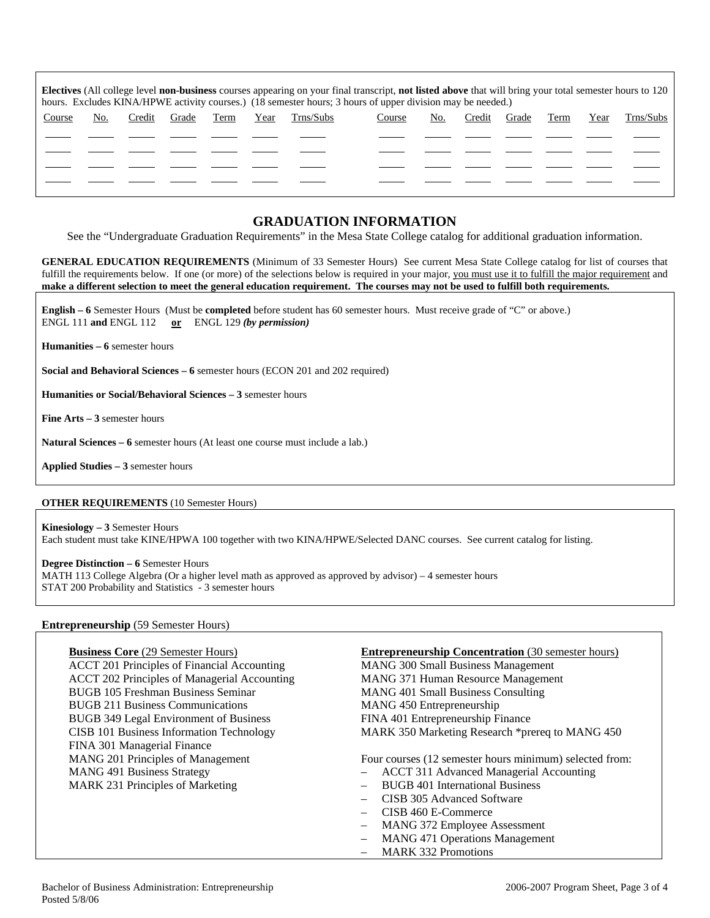**Electives** (All college level **non-business** courses appearing on your final transcript, **not listed above** that will bring your total semester hours to 120 hours. Excludes KINA/HPWE activity courses.) (18 semester hours; 3 hours of upper division may be needed.)

| Course | No. | Credit | Grade | Term | Year | Trns/Subs | Course | No. | Credit | Grade | Term | Year | Trns/Subs |
|---|---|---|---|---|---|---|---|---|---|---|---|---|---|
| | | | | | | | | | | | | | |
| | | | | | | | | | | | | | |
| | | | | | | | | | | | | | |
| | | | | | | | | | | | | | |

## GRADUATION INFORMATION

See the "Undergraduate Graduation Requirements" in the Mesa State College catalog for additional graduation information.

**GENERAL EDUCATION REQUIREMENTS** (Minimum of 33 Semester Hours) See current Mesa State College catalog for list of courses that fulfill the requirements below. If one (or more) of the selections below is required in your major, you must use it to fulfill the major requirement and **make a different selection to meet the general education requirement. The courses may not be used to fulfill both requirements.**

**English – 6** Semester Hours (Must be **completed** before student has 60 semester hours. Must receive grade of "C" or above.)
ENGL 111 **and** ENGL 112 **or** ENGL 129 ***(by permission)***

**Humanities – 6** semester hours

**Social and Behavioral Sciences – 6** semester hours (ECON 201 and 202 required)

**Humanities or Social/Behavioral Sciences – 3** semester hours

**Fine Arts – 3** semester hours

**Natural Sciences – 6** semester hours (At least one course must include a lab.)

**Applied Studies – 3** semester hours

**OTHER REQUIREMENTS** (10 Semester Hours)

**Kinesiology – 3** Semester Hours
Each student must take KINE/HPWA 100 together with two KINA/HPWE/Selected DANC courses. See current catalog for listing.

**Degree Distinction – 6** Semester Hours
MATH 113 College Algebra (Or a higher level math as approved as approved by advisor) – 4 semester hours
STAT 200 Probability and Statistics - 3 semester hours

**Entrepreneurship** (59 Semester Hours)

**Business Core** (29 Semester Hours)
ACCT 201 Principles of Financial Accounting
ACCT 202 Principles of Managerial Accounting
BUGB 105 Freshman Business Seminar
BUGB 211 Business Communications
BUGB 349 Legal Environment of Business
CISB 101 Business Information Technology
FINA 301 Managerial Finance
MANG 201 Principles of Management
MANG 491 Business Strategy
MARK 231 Principles of Marketing

**Entrepreneurship Concentration** (30 semester hours)
MANG 300 Small Business Management
MANG 371 Human Resource Management
MANG 401 Small Business Consulting
MANG 450 Entrepreneurship
FINA 401 Entrepreneurship Finance
MARK 350 Marketing Research *prereq to MANG 450

Four courses (12 semester hours minimum) selected from:
- ACCT 311 Advanced Managerial Accounting
- BUGB 401 International Business
- CISB 305 Advanced Software
- CISB 460 E-Commerce
- MANG 372 Employee Assessment
- MANG 471 Operations Management
- MARK 332 Promotions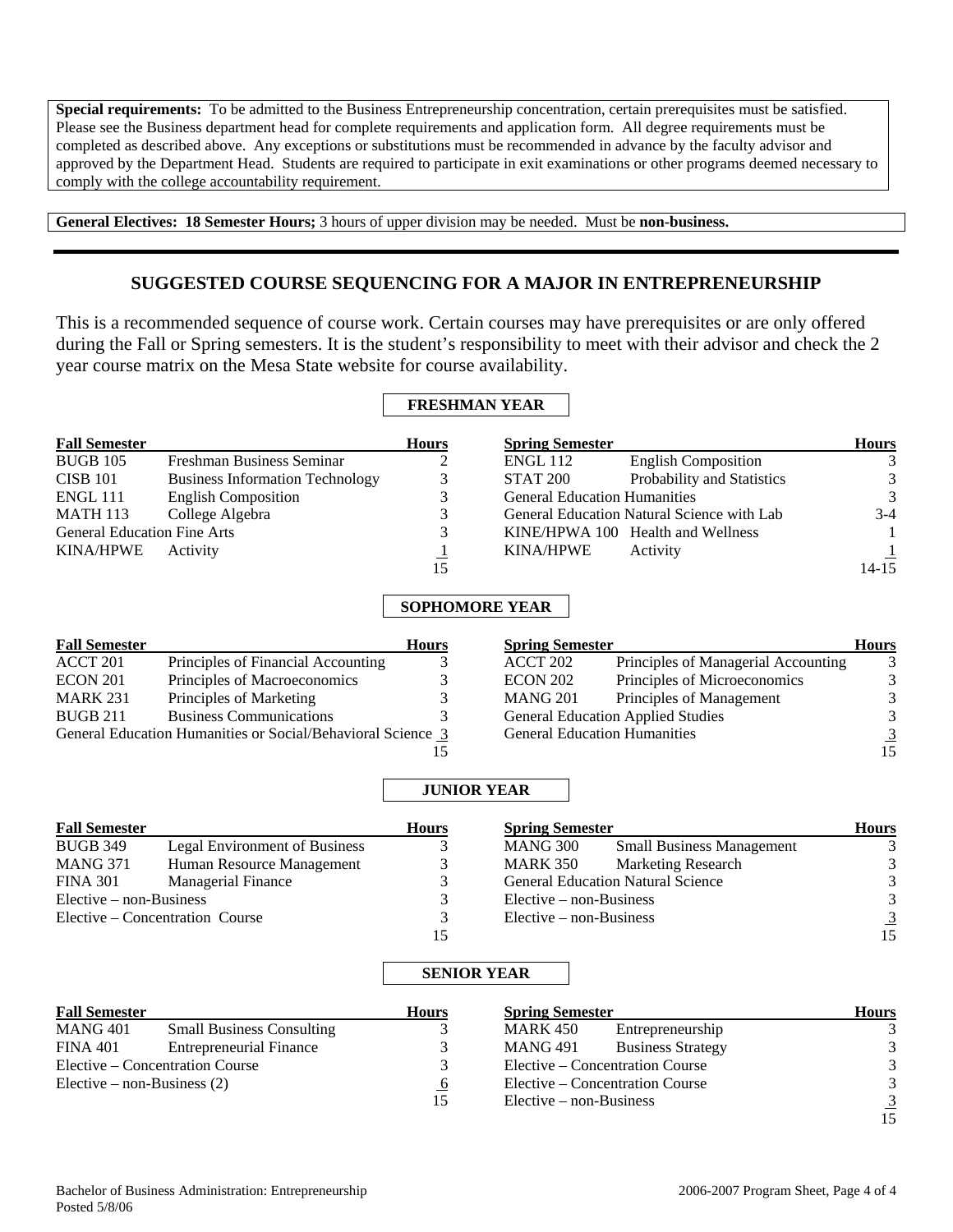**Special requirements:** To be admitted to the Business Entrepreneurship concentration, certain prerequisites must be satisfied. Please see the Business department head for complete requirements and application form. All degree requirements must be completed as described above. Any exceptions or substitutions must be recommended in advance by the faculty advisor and approved by the Department Head. Students are required to participate in exit examinations or other programs deemed necessary to comply with the college accountability requirement.

**General Electives: 18 Semester Hours;** 3 hours of upper division may be needed. Must be **non-business.**

## SUGGESTED COURSE SEQUENCING FOR A MAJOR IN ENTREPRENEURSHIP

This is a recommended sequence of course work. Certain courses may have prerequisites or are only offered during the Fall or Spring semesters. It is the student's responsibility to meet with their advisor and check the 2 year course matrix on the Mesa State website for course availability.

### FRESHMAN YEAR

| Fall Semester | | Hours | Spring Semester | | Hours |
|---|---|---|---|---|---|
| BUGB 105 | Freshman Business Seminar | 2 | ENGL 112 | English Composition | 3 |
| CISB 101 | Business Information Technology | 3 | STAT 200 | Probability and Statistics | 3 |
| ENGL 111 | English Composition | 3 | General Education Humanities | | 3 |
| MATH 113 | College Algebra | 3 | General Education Natural Science with Lab | | 3-4 |
| General Education Fine Arts | | 3 | KINE/HPWA 100 | Health and Wellness | 1 |
| KINA/HPWE | Activity | 1 | KINA/HPWE | Activity | 1 |
| | | 15 | | | 14-15 |

### SOPHOMORE YEAR

| Fall Semester | | Hours | Spring Semester | | Hours |
|---|---|---|---|---|---|
| ACCT 201 | Principles of Financial Accounting | 3 | ACCT 202 | Principles of Managerial Accounting | 3 |
| ECON 201 | Principles of Macroeconomics | 3 | ECON 202 | Principles of Microeconomics | 3 |
| MARK 231 | Principles of Marketing | 3 | MANG 201 | Principles of Management | 3 |
| BUGB 211 | Business Communications | 3 | General Education Applied Studies | | 3 |
| General Education Humanities or Social/Behavioral Science | | 3 | General Education Humanities | | 3 |
| | | 15 | | | 15 |

### JUNIOR YEAR

| Fall Semester | | Hours | Spring Semester | | Hours |
|---|---|---|---|---|---|
| BUGB 349 | Legal Environment of Business | 3 | MANG 300 | Small Business Management | 3 |
| MANG 371 | Human Resource Management | 3 | MARK 350 | Marketing Research | 3 |
| FINA 301 | Managerial Finance | 3 | General Education Natural Science | | 3 |
| Elective – non-Business | | 3 | Elective – non-Business | | 3 |
| Elective – Concentration Course | | 3 | Elective – non-Business | | 3 |
| | | 15 | | | 15 |

### SENIOR YEAR

| Fall Semester | | Hours | Spring Semester | | Hours |
|---|---|---|---|---|---|
| MANG 401 | Small Business Consulting | 3 | MARK 450 | Entrepreneurship | 3 |
| FINA 401 | Entrepreneurial Finance | 3 | MANG 491 | Business Strategy | 3 |
| Elective – Concentration Course | | 3 | Elective – Concentration Course | | 3 |
| Elective – non-Business (2) | | 6 | Elective – Concentration Course | | 3 |
| | | 15 | Elective – non-Business | | 3 |
| | | | | | 15 |

Bachelor of Business Administration: Entrepreneurship
Posted 5/8/06